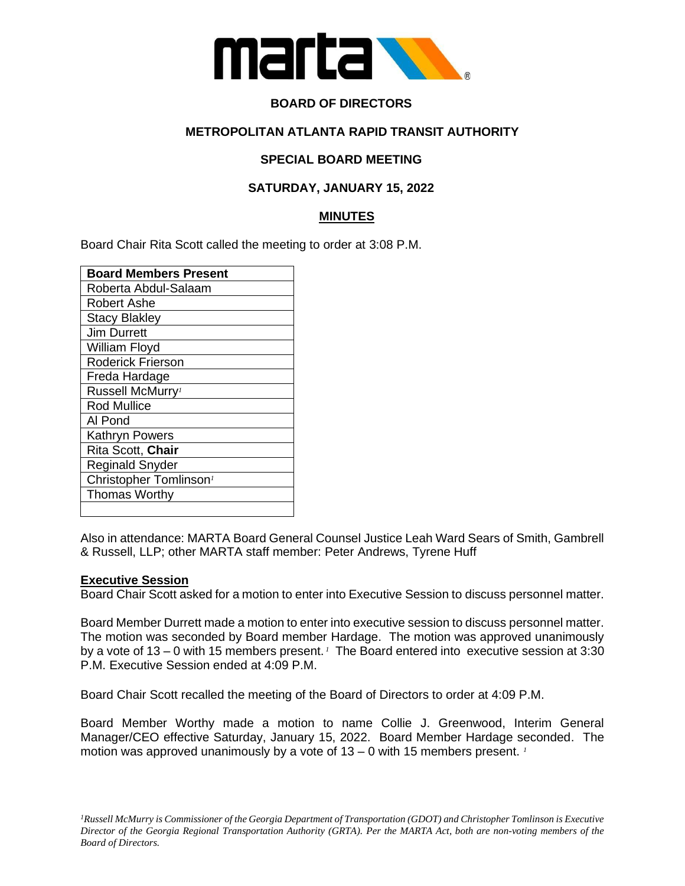**BOARD OF DIRECTORS**

**METROPOLITAN ATLANTA RAPID TRANSIT AUTHORITY**

**SPECIAL BOARD MEETING**

**SATURDAY, JANUARY 15, 2022**

**MINUTES**

Board Chair Rita Scott called the meeting to order at 3:08 P.M.

| **Board Members Present** |
|---|
| Roberta Abdul-Salaam |
| Robert Ashe |
| Stacy Blakley |
| Jim Durrett |
| William Floyd |
| Roderick Frierson |
| Freda Hardage |
| Russell McMurry[1] |
| Rod Mullice |
| Al Pond |
| Kathryn Powers |
| Rita Scott, **Chair** |
| Reginald Snyder |
| Christopher Tomlinson[1] |
| Thomas Worthy |
| |

Also in attendance: MARTA Board General Counsel Justice Leah Ward Sears of Smith, Gambrell & Russell, LLP; other MARTA staff member: Peter Andrews, Tyrene Huff

**Executive Session**

Board Chair Scott asked for a motion to enter into Executive Session to discuss personnel matter.

Board Member Durrett made a motion to enter into executive session to discuss personnel matter. The motion was seconded by Board member Hardage. The motion was approved unanimously by a vote of 13 – 0 with 15 members present.[1] The Board entered into executive session at 3:30 P.M. Executive Session ended at 4:09 P.M.

Board Chair Scott recalled the meeting of the Board of Directors to order at 4:09 P.M.

Board Member Worthy made a motion to name Collie J. Greenwood, Interim General Manager/CEO effective Saturday, January 15, 2022. Board Member Hardage seconded. The motion was approved unanimously by a vote of 13 – 0 with 15 members present.[1]

*[1]Russell McMurry is Commissioner of the Georgia Department of Transportation (GDOT) and Christopher Tomlinson is Executive Director of the Georgia Regional Transportation Authority (GRTA). Per the MARTA Act, both are non-voting members of the Board of Directors.*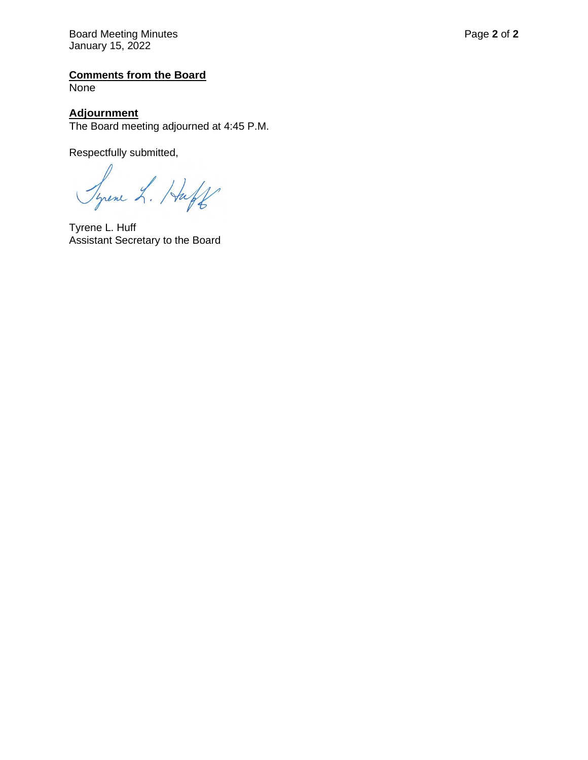## Comments from the Board

None

## Adjournment

The Board meeting adjourned at 4:45 P.M.

Respectfully submitted,

Tyrene L. Huff
Assistant Secretary to the Board